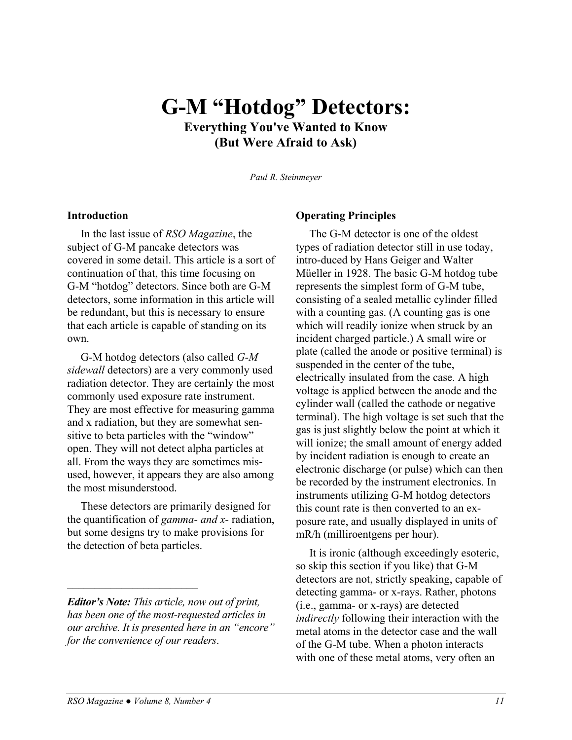# G-M "Hotdog" Detectors:

## Everything You've Wanted to Know (But Were Afraid to Ask)

*Paul R. Steinmeyer*

### Introduction

In the last issue of *RSO Magazine*, the subject of G-M pancake detectors was covered in some detail. This article is a sort of continuation of that, this time focusing on G-M "hotdog" detectors. Since both are G-M detectors, some information in this article will be redundant, but this is necessary to ensure that each article is capable of standing on its own.

G-M hotdog detectors (also called *G-M sidewall* detectors) are a very commonly used radiation detector. They are certainly the most commonly used exposure rate instrument. They are most effective for measuring gamma and x radiation, but they are somewhat sensitive to beta particles with the "window" open. They will not detect alpha particles at all. From the ways they are sometimes misused, however, it appears they are also among the most misunderstood.

These detectors are primarily designed for the quantification of *gamma- and x-* radiation, but some designs try to make provisions for the detection of beta particles.

---

***Editor's Note:*** *This article, now out of print, has been one of the most-requested articles in our archive. It is presented here in an "encore" for the convenience of our readers.*

### Operating Principles

The G-M detector is one of the oldest types of radiation detector still in use today, intro-duced by Hans Geiger and Walter Müeller in 1928. The basic G-M hotdog tube represents the simplest form of G-M tube, consisting of a sealed metallic cylinder filled with a counting gas. (A counting gas is one which will readily ionize when struck by an incident charged particle.) A small wire or plate (called the anode or positive terminal) is suspended in the center of the tube, electrically insulated from the case. A high voltage is applied between the anode and the cylinder wall (called the cathode or negative terminal). The high voltage is set such that the gas is just slightly below the point at which it will ionize; the small amount of energy added by incident radiation is enough to create an electronic discharge (or pulse) which can then be recorded by the instrument electronics. In instruments utilizing G-M hotdog detectors this count rate is then converted to an exposure rate, and usually displayed in units of mR/h (milliroentgens per hour).

It is ironic (although exceedingly esoteric, so skip this section if you like) that G-M detectors are not, strictly speaking, capable of detecting gamma- or x-rays. Rather, photons (i.e., gamma- or x-rays) are detected *indirectly* following their interaction with the metal atoms in the detector case and the wall of the G-M tube. When a photon interacts with one of these metal atoms, very often an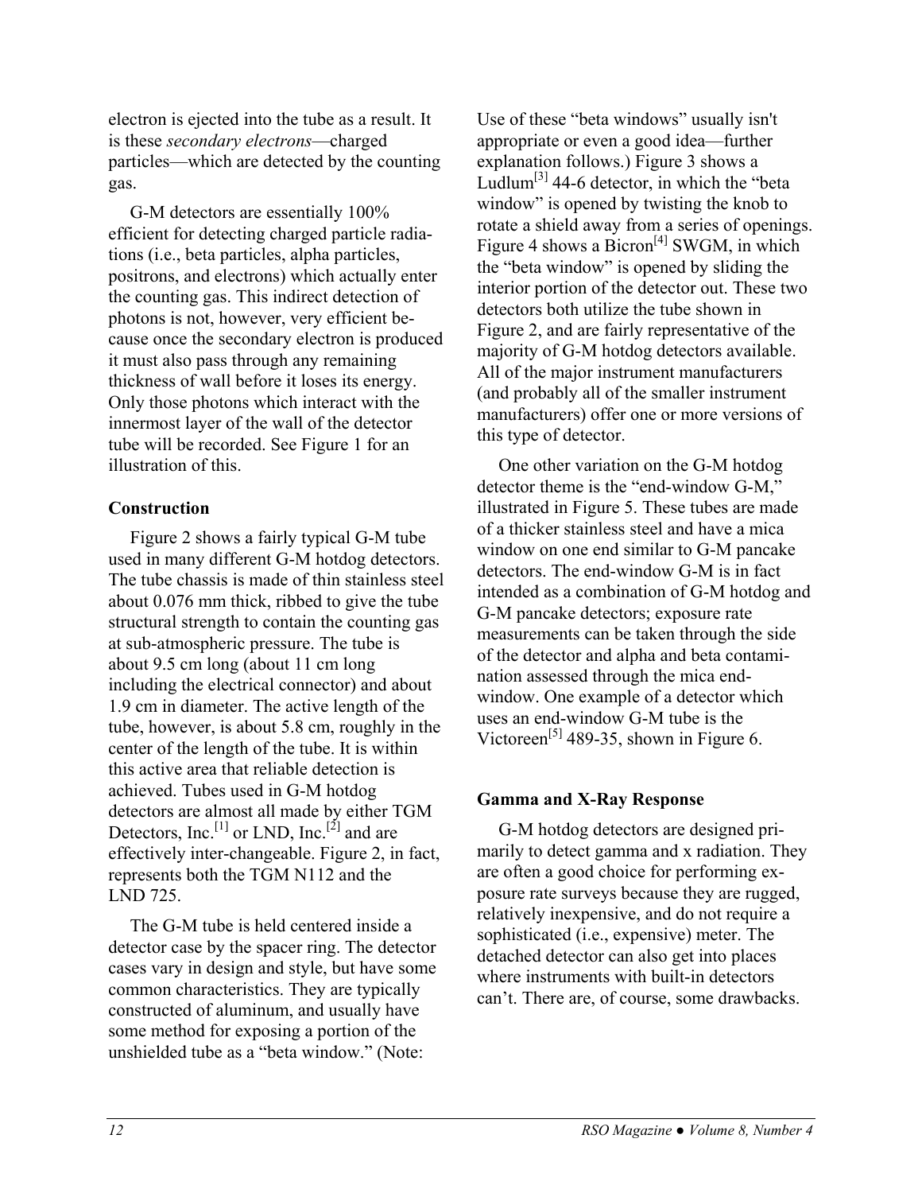electron is ejected into the tube as a result. It is these *secondary electrons*—charged particles—which are detected by the counting gas.

G-M detectors are essentially 100% efficient for detecting charged particle radiations (i.e., beta particles, alpha particles, positrons, and electrons) which actually enter the counting gas. This indirect detection of photons is not, however, very efficient because once the secondary electron is produced it must also pass through any remaining thickness of wall before it loses its energy. Only those photons which interact with the innermost layer of the wall of the detector tube will be recorded. See Figure 1 for an illustration of this.

### Construction

Figure 2 shows a fairly typical G-M tube used in many different G-M hotdog detectors. The tube chassis is made of thin stainless steel about 0.076 mm thick, ribbed to give the tube structural strength to contain the counting gas at sub-atmospheric pressure. The tube is about 9.5 cm long (about 11 cm long including the electrical connector) and about 1.9 cm in diameter. The active length of the tube, however, is about 5.8 cm, roughly in the center of the length of the tube. It is within this active area that reliable detection is achieved. Tubes used in G-M hotdog detectors are almost all made by either TGM Detectors, Inc.[1] or LND, Inc.[2] and are effectively inter-changeable. Figure 2, in fact, represents both the TGM N112 and the LND 725.

The G-M tube is held centered inside a detector case by the spacer ring. The detector cases vary in design and style, but have some common characteristics. They are typically constructed of aluminum, and usually have some method for exposing a portion of the unshielded tube as a "beta window." (Note: Use of these "beta windows" usually isn't appropriate or even a good idea—further explanation follows.) Figure 3 shows a Ludlum[3] 44-6 detector, in which the "beta window" is opened by twisting the knob to rotate a shield away from a series of openings. Figure 4 shows a Bicron[4] SWGM, in which the "beta window" is opened by sliding the interior portion of the detector out. These two detectors both utilize the tube shown in Figure 2, and are fairly representative of the majority of G-M hotdog detectors available. All of the major instrument manufacturers (and probably all of the smaller instrument manufacturers) offer one or more versions of this type of detector.

One other variation on the G-M hotdog detector theme is the "end-window G-M," illustrated in Figure 5. These tubes are made of a thicker stainless steel and have a mica window on one end similar to G-M pancake detectors. The end-window G-M is in fact intended as a combination of G-M hotdog and G-M pancake detectors; exposure rate measurements can be taken through the side of the detector and alpha and beta contamination assessed through the mica end-window. One example of a detector which uses an end-window G-M tube is the Victoreen[5] 489-35, shown in Figure 6.

### Gamma and X-Ray Response

G-M hotdog detectors are designed primarily to detect gamma and x radiation. They are often a good choice for performing exposure rate surveys because they are rugged, relatively inexpensive, and do not require a sophisticated (i.e., expensive) meter. The detached detector can also get into places where instruments with built-in detectors can't. There are, of course, some drawbacks.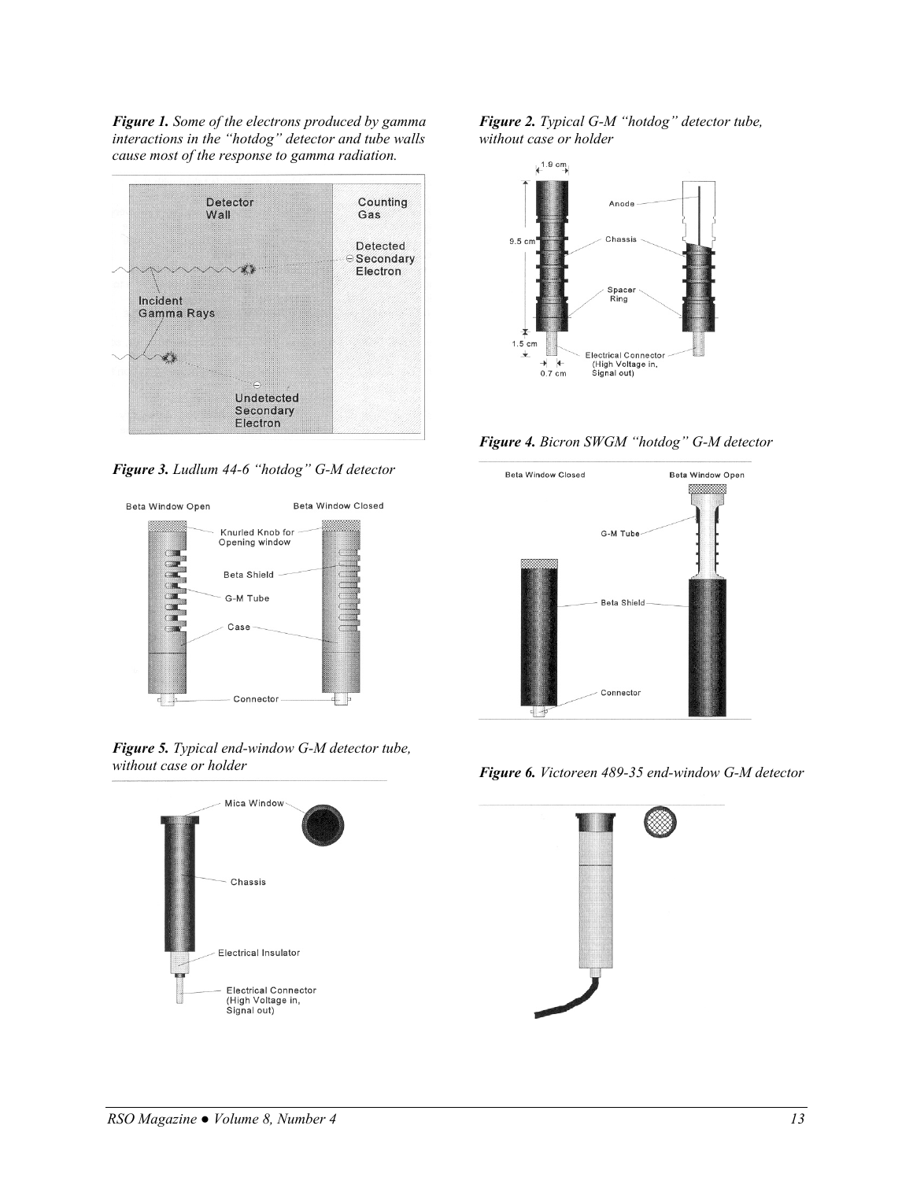*Figure 1. Some of the electrons produced by gamma interactions in the "hotdog" detector and tube walls cause most of the response to gamma radiation.*

*Figure 2. Typical G-M "hotdog" detector tube, without case or holder*

*Figure 3. Ludlum 44-6 "hotdog" G-M detector*

*Figure 4. Bicron SWGM "hotdog" G-M detector*

*Figure 5. Typical end-window G-M detector tube, without case or holder*

*Figure 6. Victoreen 489-35 end-window G-M detector*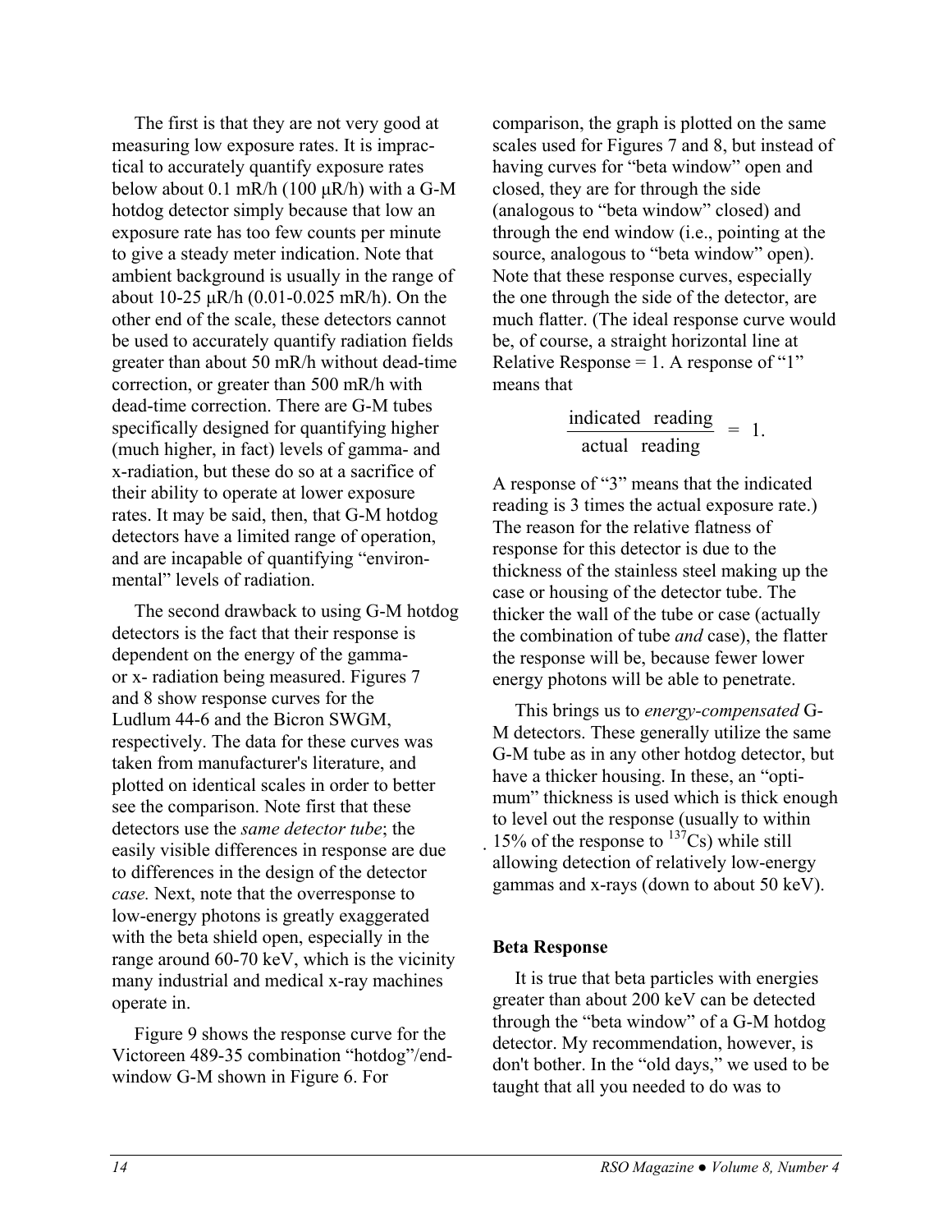The first is that they are not very good at measuring low exposure rates. It is impractical to accurately quantify exposure rates below about 0.1 mR/h (100 μR/h) with a G-M hotdog detector simply because that low an exposure rate has too few counts per minute to give a steady meter indication. Note that ambient background is usually in the range of about 10-25 μR/h (0.01-0.025 mR/h). On the other end of the scale, these detectors cannot be used to accurately quantify radiation fields greater than about 50 mR/h without dead-time correction, or greater than 500 mR/h with dead-time correction. There are G-M tubes specifically designed for quantifying higher (much higher, in fact) levels of gamma- and x-radiation, but these do so at a sacrifice of their ability to operate at lower exposure rates. It may be said, then, that G-M hotdog detectors have a limited range of operation, and are incapable of quantifying "environmental" levels of radiation.

The second drawback to using G-M hotdog detectors is the fact that their response is dependent on the energy of the gamma- or x- radiation being measured. Figures 7 and 8 show response curves for the Ludlum 44-6 and the Bicron SWGM, respectively. The data for these curves was taken from manufacturer's literature, and plotted on identical scales in order to better see the comparison. Note first that these detectors use the *same detector tube*; the easily visible differences in response are due to differences in the design of the detector *case.* Next, note that the overresponse to low-energy photons is greatly exaggerated with the beta shield open, especially in the range around 60-70 keV, which is the vicinity many industrial and medical x-ray machines operate in.

Figure 9 shows the response curve for the Victoreen 489-35 combination "hotdog"/end-window G-M shown in Figure 6. For comparison, the graph is plotted on the same scales used for Figures 7 and 8, but instead of having curves for "beta window" open and closed, they are for through the side (analogous to "beta window" closed) and through the end window (i.e., pointing at the source, analogous to "beta window" open). Note that these response curves, especially the one through the side of the detector, are much flatter. (The ideal response curve would be, of course, a straight horizontal line at Relative Response = 1. A response of "1" means that

$$\frac{\text{indicated reading}}{\text{actual reading}} = 1.$$

A response of "3" means that the indicated reading is 3 times the actual exposure rate.) The reason for the relative flatness of response for this detector is due to the thickness of the stainless steel making up the case or housing of the detector tube. The thicker the wall of the tube or case (actually the combination of tube *and* case), the flatter the response will be, because fewer lower energy photons will be able to penetrate.

This brings us to *energy-compensated* G-M detectors. These generally utilize the same G-M tube as in any other hotdog detector, but have a thicker housing. In these, an "optimum" thickness is used which is thick enough to level out the response (usually to within 15% of the response to $^{137}$Cs) while still allowing detection of relatively low-energy gammas and x-rays (down to about 50 keV).

## Beta Response

It is true that beta particles with energies greater than about 200 keV can be detected through the "beta window" of a G-M hotdog detector. My recommendation, however, is don't bother. In the "old days," we used to be taught that all you needed to do was to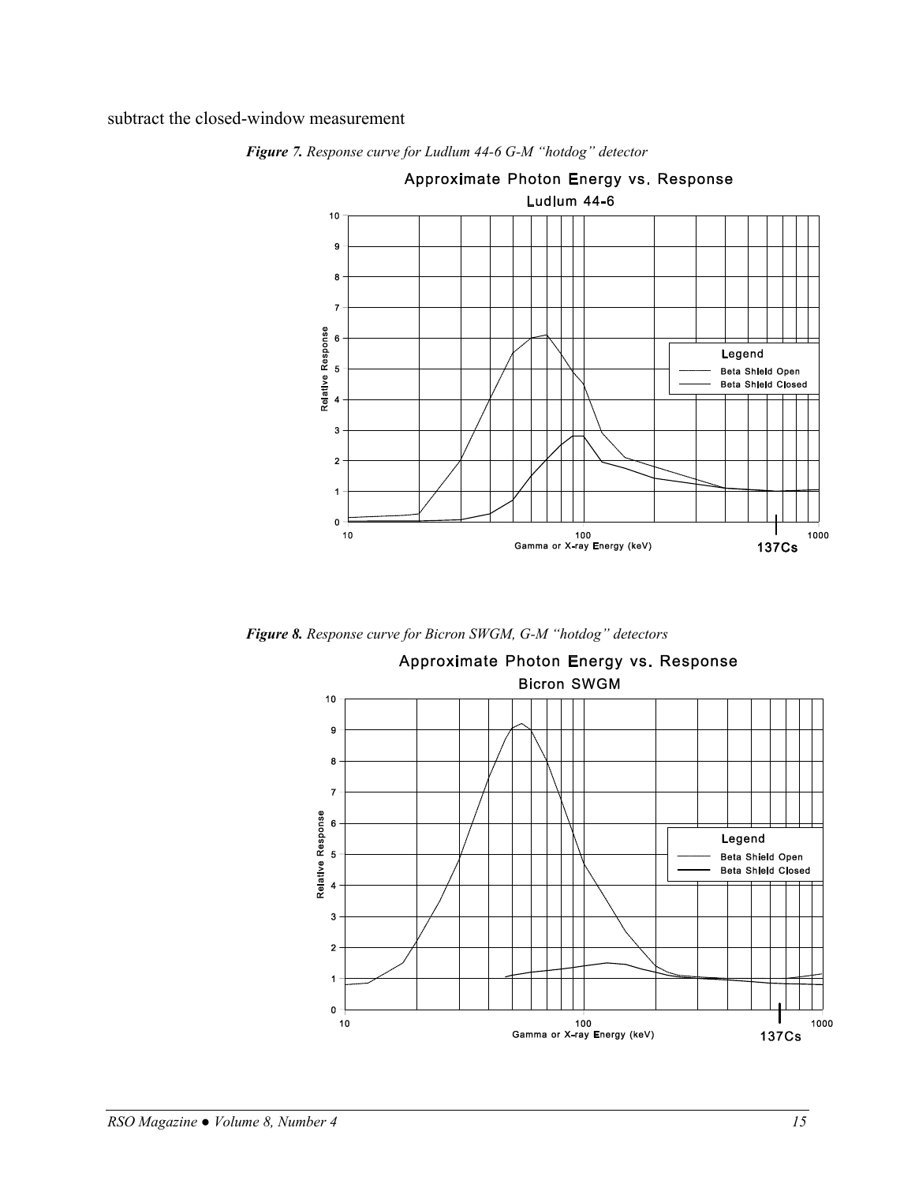subtract the closed-window measurement

*Figure 7. Response curve for Ludlum 44-6 G-M "hotdog" detector*

*Figure 8. Response curve for Bicron SWGM, G-M "hotdog" detectors*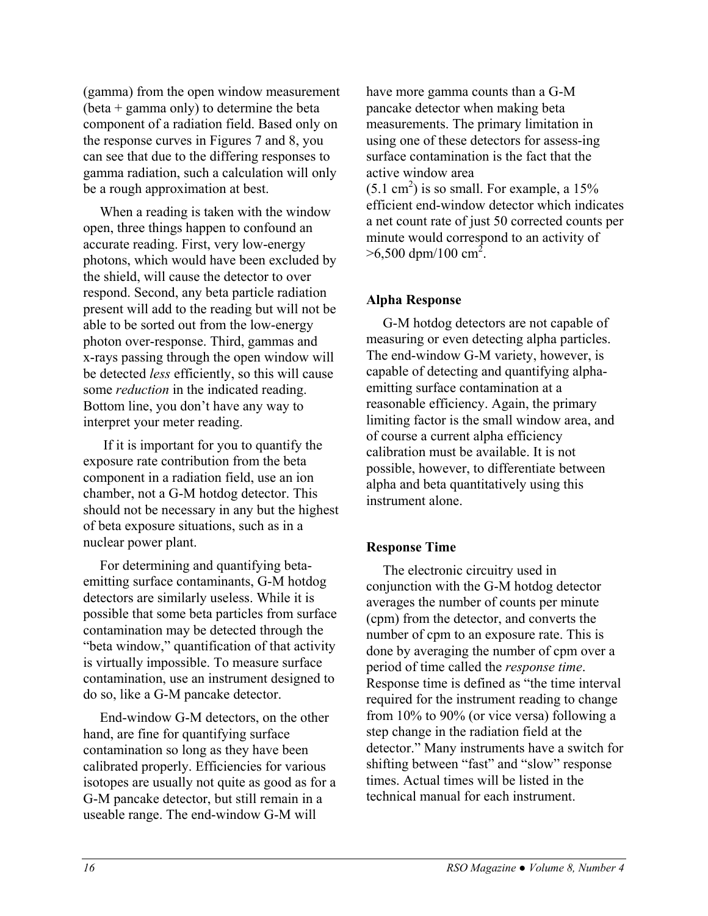(gamma) from the open window measurement (beta + gamma only) to determine the beta component of a radiation field. Based only on the response curves in Figures 7 and 8, you can see that due to the differing responses to gamma radiation, such a calculation will only be a rough approximation at best.

When a reading is taken with the window open, three things happen to confound an accurate reading. First, very low-energy photons, which would have been excluded by the shield, will cause the detector to over respond. Second, any beta particle radiation present will add to the reading but will not be able to be sorted out from the low-energy photon over-response. Third, gammas and x-rays passing through the open window will be detected *less* efficiently, so this will cause some *reduction* in the indicated reading. Bottom line, you don't have any way to interpret your meter reading.

If it is important for you to quantify the exposure rate contribution from the beta component in a radiation field, use an ion chamber, not a G-M hotdog detector. This should not be necessary in any but the highest of beta exposure situations, such as in a nuclear power plant.

For determining and quantifying beta-emitting surface contaminants, G-M hotdog detectors are similarly useless. While it is possible that some beta particles from surface contamination may be detected through the "beta window," quantification of that activity is virtually impossible. To measure surface contamination, use an instrument designed to do so, like a G-M pancake detector.

End-window G-M detectors, on the other hand, are fine for quantifying surface contamination so long as they have been calibrated properly. Efficiencies for various isotopes are usually not quite as good as for a G-M pancake detector, but still remain in a useable range. The end-window G-M will have more gamma counts than a G-M pancake detector when making beta measurements. The primary limitation in using one of these detectors for assess-ing surface contamination is the fact that the active window area ($5.1\ cm^2$) is so small. For example, a 15% efficient end-window detector which indicates a net count rate of just 50 corrected counts per minute would correspond to an activity of $>6{,}500\ dpm/100\ cm^2$.

## Alpha Response

G-M hotdog detectors are not capable of measuring or even detecting alpha particles. The end-window G-M variety, however, is capable of detecting and quantifying alpha-emitting surface contamination at a reasonable efficiency. Again, the primary limiting factor is the small window area, and of course a current alpha efficiency calibration must be available. It is not possible, however, to differentiate between alpha and beta quantitatively using this instrument alone.

## Response Time

The electronic circuitry used in conjunction with the G-M hotdog detector averages the number of counts per minute (cpm) from the detector, and converts the number of cpm to an exposure rate. This is done by averaging the number of cpm over a period of time called the *response time*. Response time is defined as "the time interval required for the instrument reading to change from 10% to 90% (or vice versa) following a step change in the radiation field at the detector." Many instruments have a switch for shifting between "fast" and "slow" response times. Actual times will be listed in the technical manual for each instrument.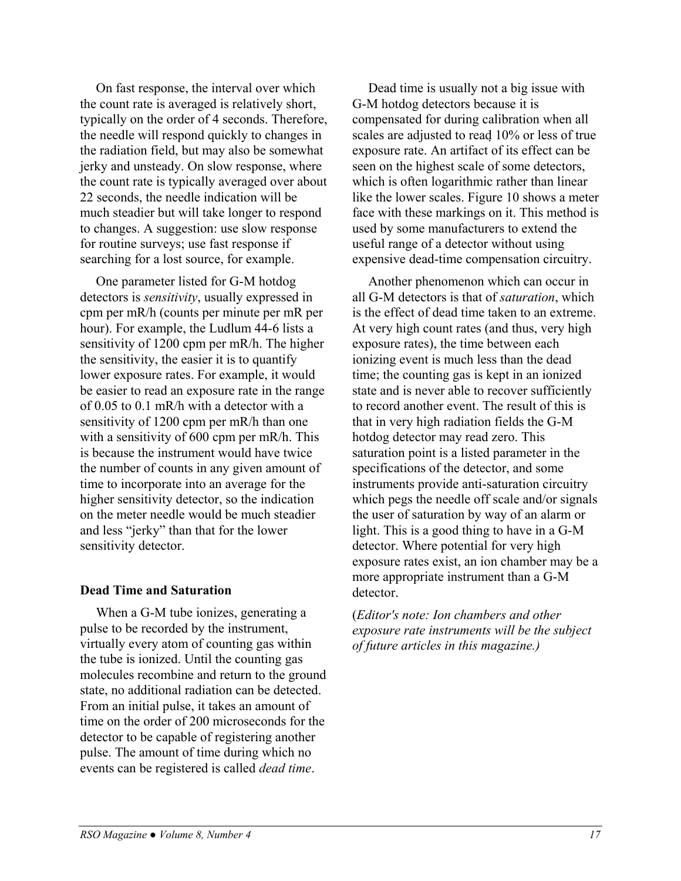On fast response, the interval over which the count rate is averaged is relatively short, typically on the order of 4 seconds. Therefore, the needle will respond quickly to changes in the radiation field, but may also be somewhat jerky and unsteady. On slow response, where the count rate is typically averaged over about 22 seconds, the needle indication will be much steadier but will take longer to respond to changes. A suggestion: use slow response for routine surveys; use fast response if searching for a lost source, for example.

One parameter listed for G-M hotdog detectors is *sensitivity*, usually expressed in cpm per mR/h (counts per minute per mR per hour). For example, the Ludlum 44-6 lists a sensitivity of 1200 cpm per mR/h. The higher the sensitivity, the easier it is to quantify lower exposure rates. For example, it would be easier to read an exposure rate in the range of 0.05 to 0.1 mR/h with a detector with a sensitivity of 1200 cpm per mR/h than one with a sensitivity of 600 cpm per mR/h. This is because the instrument would have twice the number of counts in any given amount of time to incorporate into an average for the higher sensitivity detector, so the indication on the meter needle would be much steadier and less "jerky" than that for the lower sensitivity detector.

### Dead Time and Saturation

When a G-M tube ionizes, generating a pulse to be recorded by the instrument, virtually every atom of counting gas within the tube is ionized. Until the counting gas molecules recombine and return to the ground state, no additional radiation can be detected. From an initial pulse, it takes an amount of time on the order of 200 microseconds for the detector to be capable of registering another pulse. The amount of time during which no events can be registered is called *dead time*.

Dead time is usually not a big issue with G-M hotdog detectors because it is compensated for during calibration when all scales are adjusted to read 10% or less of true exposure rate. An artifact of its effect can be seen on the highest scale of some detectors, which is often logarithmic rather than linear like the lower scales. Figure 10 shows a meter face with these markings on it. This method is used by some manufacturers to extend the useful range of a detector without using expensive dead-time compensation circuitry.

Another phenomenon which can occur in all G-M detectors is that of *saturation*, which is the effect of dead time taken to an extreme. At very high count rates (and thus, very high exposure rates), the time between each ionizing event is much less than the dead time; the counting gas is kept in an ionized state and is never able to recover sufficiently to record another event. The result of this is that in very high radiation fields the G-M hotdog detector may read zero. This saturation point is a listed parameter in the specifications of the detector, and some instruments provide anti-saturation circuitry which pegs the needle off scale and/or signals the user of saturation by way of an alarm or light. This is a good thing to have in a G-M detector. Where potential for very high exposure rates exist, an ion chamber may be a more appropriate instrument than a G-M detector.

(*Editor's note: Ion chambers and other exposure rate instruments will be the subject of future articles in this magazine.)*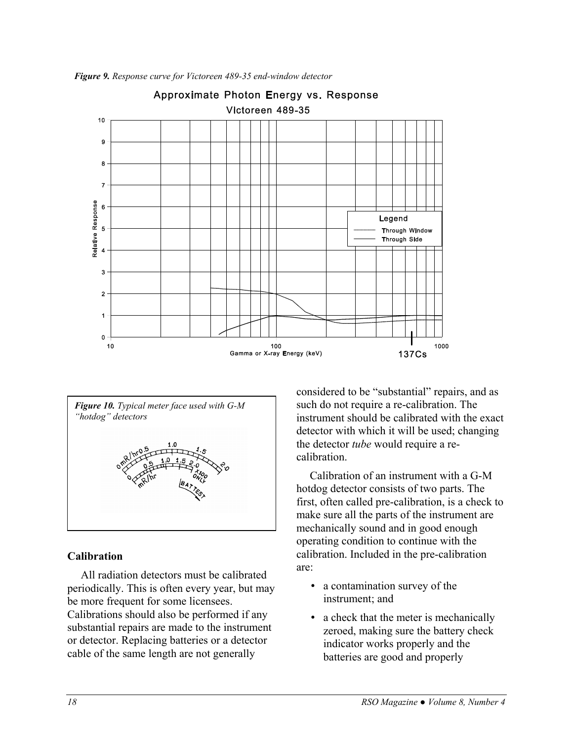*Figure 9. Response curve for Victoreen 489-35 end-window detector*

*Figure 10. Typical meter face used with G-M "hotdog" detectors*

## Calibration

All radiation detectors must be calibrated periodically. This is often every year, but may be more frequent for some licensees. Calibrations should also be performed if any substantial repairs are made to the instrument or detector. Replacing batteries or a detector cable of the same length are not generally considered to be "substantial" repairs, and as such do not require a re-calibration. The instrument should be calibrated with the exact detector with which it will be used; changing the detector *tube* would require a re-calibration.

Calibration of an instrument with a G-M hotdog detector consists of two parts. The first, often called pre-calibration, is a check to make sure all the parts of the instrument are mechanically sound and in good enough operating condition to continue with the calibration. Included in the pre-calibration are:

- a contamination survey of the instrument; and
- a check that the meter is mechanically zeroed, making sure the battery check indicator works properly and the batteries are good and properly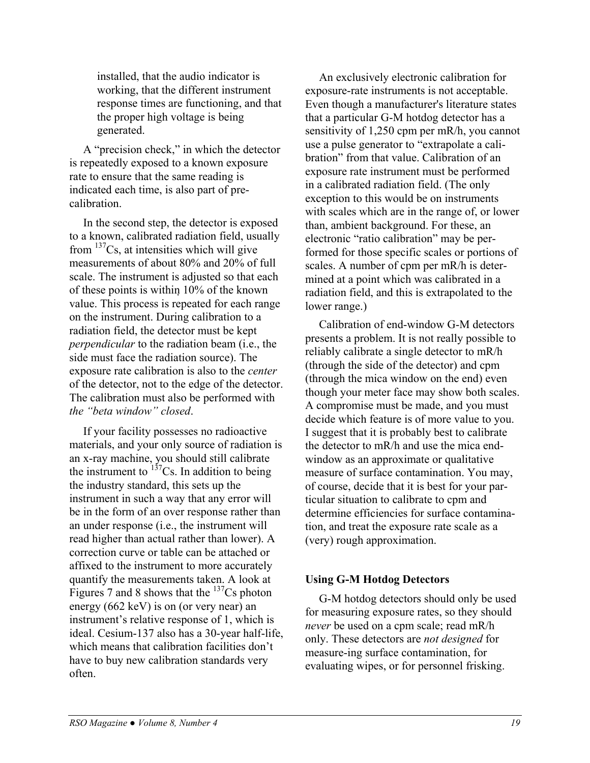installed, that the audio indicator is working, that the different instrument response times are functioning, and that the proper high voltage is being generated.

A "precision check," in which the detector is repeatedly exposed to a known exposure rate to ensure that the same reading is indicated each time, is also part of pre-calibration.

In the second step, the detector is exposed to a known, calibrated radiation field, usually from $^{137}$Cs, at intensities which will give measurements of about 80% and 20% of full scale. The instrument is adjusted so that each of these points is within 10% of the known value. This process is repeated for each range on the instrument. During calibration to a radiation field, the detector must be kept *perpendicular* to the radiation beam (i.e., the side must face the radiation source). The exposure rate calibration is also to the *center* of the detector, not to the edge of the detector. The calibration must also be performed with *the "beta window" closed*.

If your facility possesses no radioactive materials, and your only source of radiation is an x-ray machine, you should still calibrate the instrument to $^{137}$Cs. In addition to being the industry standard, this sets up the instrument in such a way that any error will be in the form of an over response rather than an under response (i.e., the instrument will read higher than actual rather than lower). A correction curve or table can be attached or affixed to the instrument to more accurately quantify the measurements taken. A look at Figures 7 and 8 shows that the $^{137}$Cs photon energy (662 keV) is on (or very near) an instrument's relative response of 1, which is ideal. Cesium-137 also has a 30-year half-life, which means that calibration facilities don't have to buy new calibration standards very often.

An exclusively electronic calibration for exposure-rate instruments is not acceptable. Even though a manufacturer's literature states that a particular G-M hotdog detector has a sensitivity of 1,250 cpm per mR/h, you cannot use a pulse generator to "extrapolate a calibration" from that value. Calibration of an exposure rate instrument must be performed in a calibrated radiation field. (The only exception to this would be on instruments with scales which are in the range of, or lower than, ambient background. For these, an electronic "ratio calibration" may be performed for those specific scales or portions of scales. A number of cpm per mR/h is determined at a point which was calibrated in a radiation field, and this is extrapolated to the lower range.)

Calibration of end-window G-M detectors presents a problem. It is not really possible to reliably calibrate a single detector to mR/h (through the side of the detector) and cpm (through the mica window on the end) even though your meter face may show both scales. A compromise must be made, and you must decide which feature is of more value to you. I suggest that it is probably best to calibrate the detector to mR/h and use the mica end-window as an approximate or qualitative measure of surface contamination. You may, of course, decide that it is best for your particular situation to calibrate to cpm and determine efficiencies for surface contamination, and treat the exposure rate scale as a (very) rough approximation.

**Using G-M Hotdog Detectors**

G-M hotdog detectors should only be used for measuring exposure rates, so they should *never* be used on a cpm scale; read mR/h only. These detectors are *not designed* for measure-ing surface contamination, for evaluating wipes, or for personnel frisking.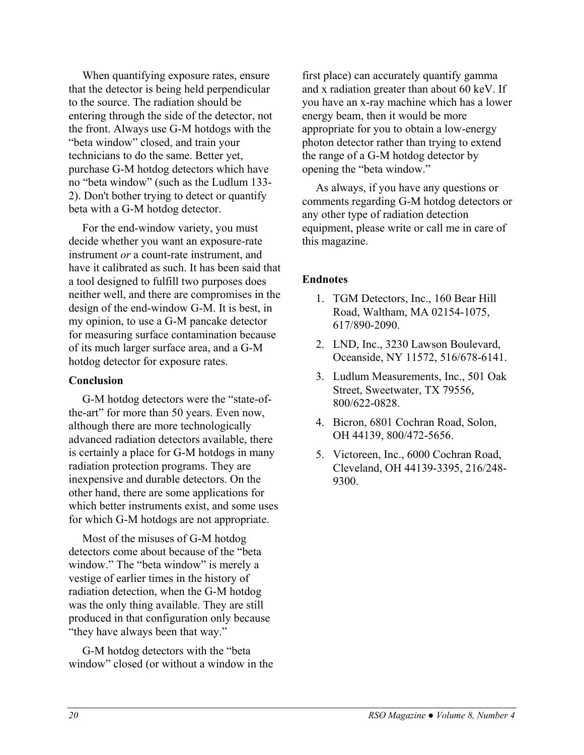When quantifying exposure rates, ensure that the detector is being held perpendicular to the source. The radiation should be entering through the side of the detector, not the front. Always use G-M hotdogs with the "beta window" closed, and train your technicians to do the same. Better yet, purchase G-M hotdog detectors which have no "beta window" (such as the Ludlum 133-2). Don't bother trying to detect or quantify beta with a G-M hotdog detector.

For the end-window variety, you must decide whether you want an exposure-rate instrument *or* a count-rate instrument, and have it calibrated as such. It has been said that a tool designed to fulfill two purposes does neither well, and there are compromises in the design of the end-window G-M. It is best, in my opinion, to use a G-M pancake detector for measuring surface contamination because of its much larger surface area, and a G-M hotdog detector for exposure rates.

### Conclusion

G-M hotdog detectors were the "state-of-the-art" for more than 50 years. Even now, although there are more technologically advanced radiation detectors available, there is certainly a place for G-M hotdogs in many radiation protection programs. They are inexpensive and durable detectors. On the other hand, there are some applications for which better instruments exist, and some uses for which G-M hotdogs are not appropriate.

Most of the misuses of G-M hotdog detectors come about because of the "beta window." The "beta window" is merely a vestige of earlier times in the history of radiation detection, when the G-M hotdog was the only thing available. They are still produced in that configuration only because "they have always been that way."

G-M hotdog detectors with the "beta window" closed (or without a window in the first place) can accurately quantify gamma and x radiation greater than about 60 keV. If you have an x-ray machine which has a lower energy beam, then it would be more appropriate for you to obtain a low-energy photon detector rather than trying to extend the range of a G-M hotdog detector by opening the "beta window."

As always, if you have any questions or comments regarding G-M hotdog detectors or any other type of radiation detection equipment, please write or call me in care of this magazine.

### Endnotes

1. TGM Detectors, Inc., 160 Bear Hill Road, Waltham, MA 02154-1075, 617/890-2090.
2. LND, Inc., 3230 Lawson Boulevard, Oceanside, NY 11572, 516/678-6141.
3. Ludlum Measurements, Inc., 501 Oak Street, Sweetwater, TX 79556, 800/622-0828.
4. Bicron, 6801 Cochran Road, Solon, OH 44139, 800/472-5656.
5. Victoreen, Inc., 6000 Cochran Road, Cleveland, OH 44139-3395, 216/248-9300.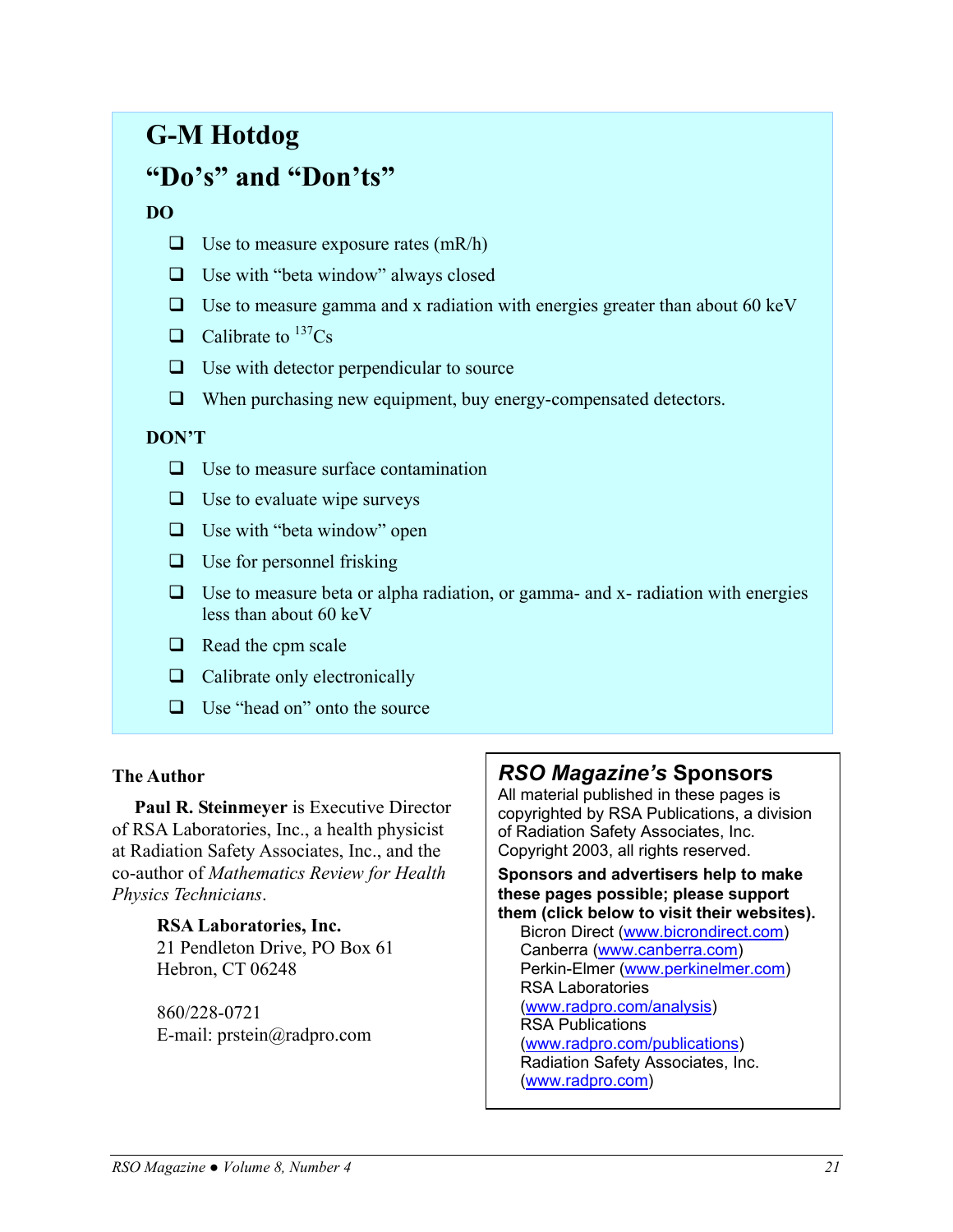# G-M Hotdog

## "Do's" and "Don'ts"

**DO**

- ❑ Use to measure exposure rates (mR/h)
- ❑ Use with "beta window" always closed
- ❑ Use to measure gamma and x radiation with energies greater than about 60 keV
- ❑ Calibrate to $^{137}Cs$
- ❑ Use with detector perpendicular to source
- ❑ When purchasing new equipment, buy energy-compensated detectors.

**DON'T**

- ❑ Use to measure surface contamination
- ❑ Use to evaluate wipe surveys
- ❑ Use with "beta window" open
- ❑ Use for personnel frisking
- ❑ Use to measure beta or alpha radiation, or gamma- and x- radiation with energies less than about 60 keV
- ❑ Read the cpm scale
- ❑ Calibrate only electronically
- ❑ Use "head on" onto the source

**The Author**

**Paul R. Steinmeyer** is Executive Director of RSA Laboratories, Inc., a health physicist at Radiation Safety Associates, Inc., and the co-author of *Mathematics Review for Health Physics Technicians*.

**RSA Laboratories, Inc.**
21 Pendleton Drive, PO Box 61
Hebron, CT 06248

860/228-0721
E-mail: prstein@radpro.com

## *RSO Magazine's* Sponsors

All material published in these pages is copyrighted by RSA Publications, a division of Radiation Safety Associates, Inc. Copyright 2003, all rights reserved.

**Sponsors and advertisers help to make these pages possible; please support them (click below to visit their websites).**

Bicron Direct (www.bicrondirect.com)
Canberra (www.canberra.com)
Perkin-Elmer (www.perkinelmer.com)
RSA Laboratories (www.radpro.com/analysis)
RSA Publications (www.radpro.com/publications)
Radiation Safety Associates, Inc. (www.radpro.com)